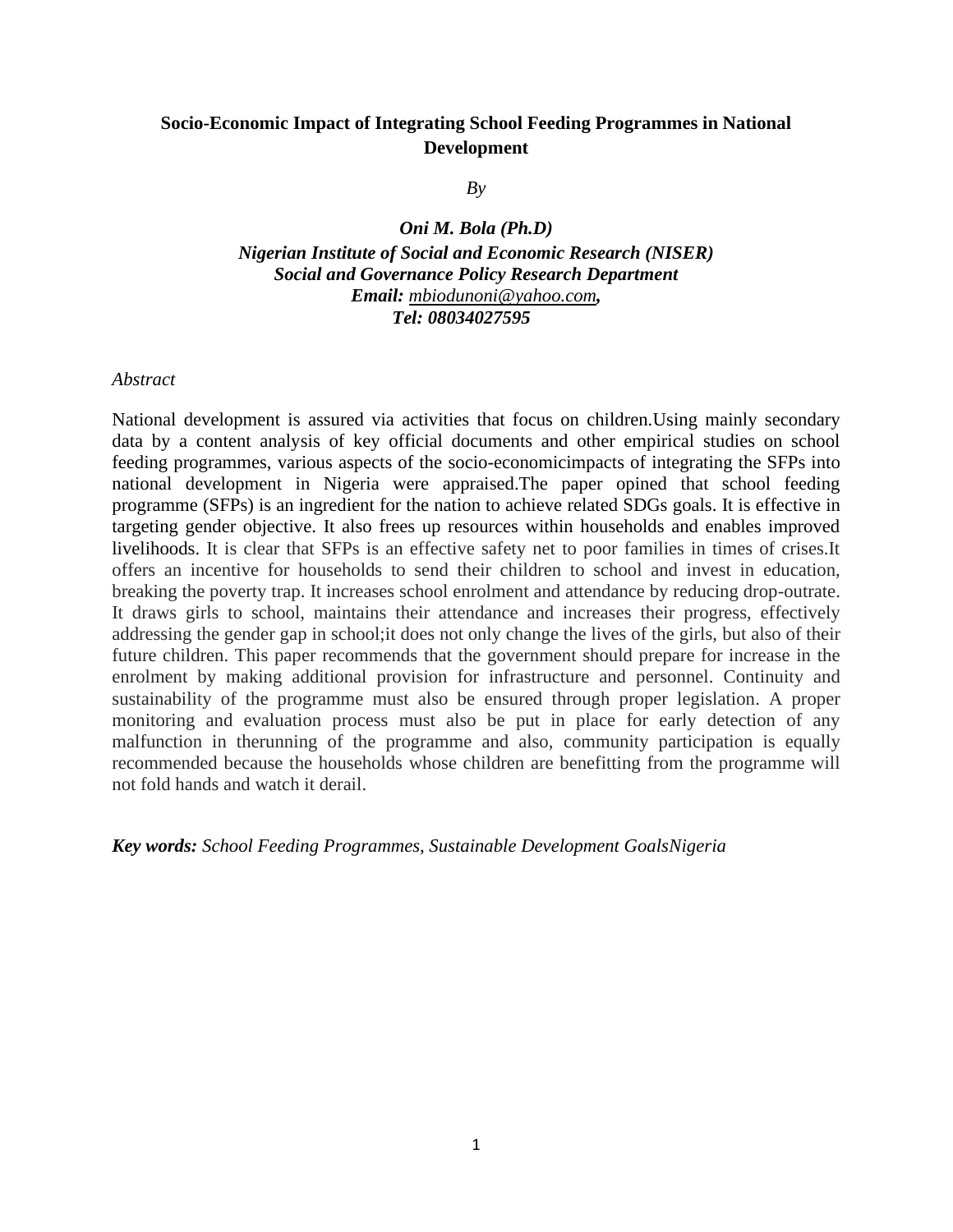# Socio-Economic Impact of Integrating School Feeding Programmes in National Development

*By*

***Oni M. Bola (Ph.D)***
***Nigerian Institute of Social and Economic Research (NISER)***
***Social and Governance Policy Research Department***
***Email: mbiodunoni@yahoo.com,***
***Tel: 08034027595***

*Abstract*

National development is assured via activities that focus on children.Using mainly secondary data by a content analysis of key official documents and other empirical studies on school feeding programmes, various aspects of the socio-economicimpacts of integrating the SFPs into national development in Nigeria were appraised.The paper opined that school feeding programme (SFPs) is an ingredient for the nation to achieve related SDGs goals. It is effective in targeting gender objective. It also frees up resources within households and enables improved livelihoods. It is clear that SFPs is an effective safety net to poor families in times of crises.It offers an incentive for households to send their children to school and invest in education, breaking the poverty trap. It increases school enrolment and attendance by reducing drop-outrate. It draws girls to school, maintains their attendance and increases their progress, effectively addressing the gender gap in school;it does not only change the lives of the girls, but also of their future children. This paper recommends that the government should prepare for increase in the enrolment by making additional provision for infrastructure and personnel. Continuity and sustainability of the programme must also be ensured through proper legislation. A proper monitoring and evaluation process must also be put in place for early detection of any malfunction in therunning of the programme and also, community participation is equally recommended because the households whose children are benefitting from the programme will not fold hands and watch it derail.

***Key words:*** *School Feeding Programmes, Sustainable Development GoalsNigeria*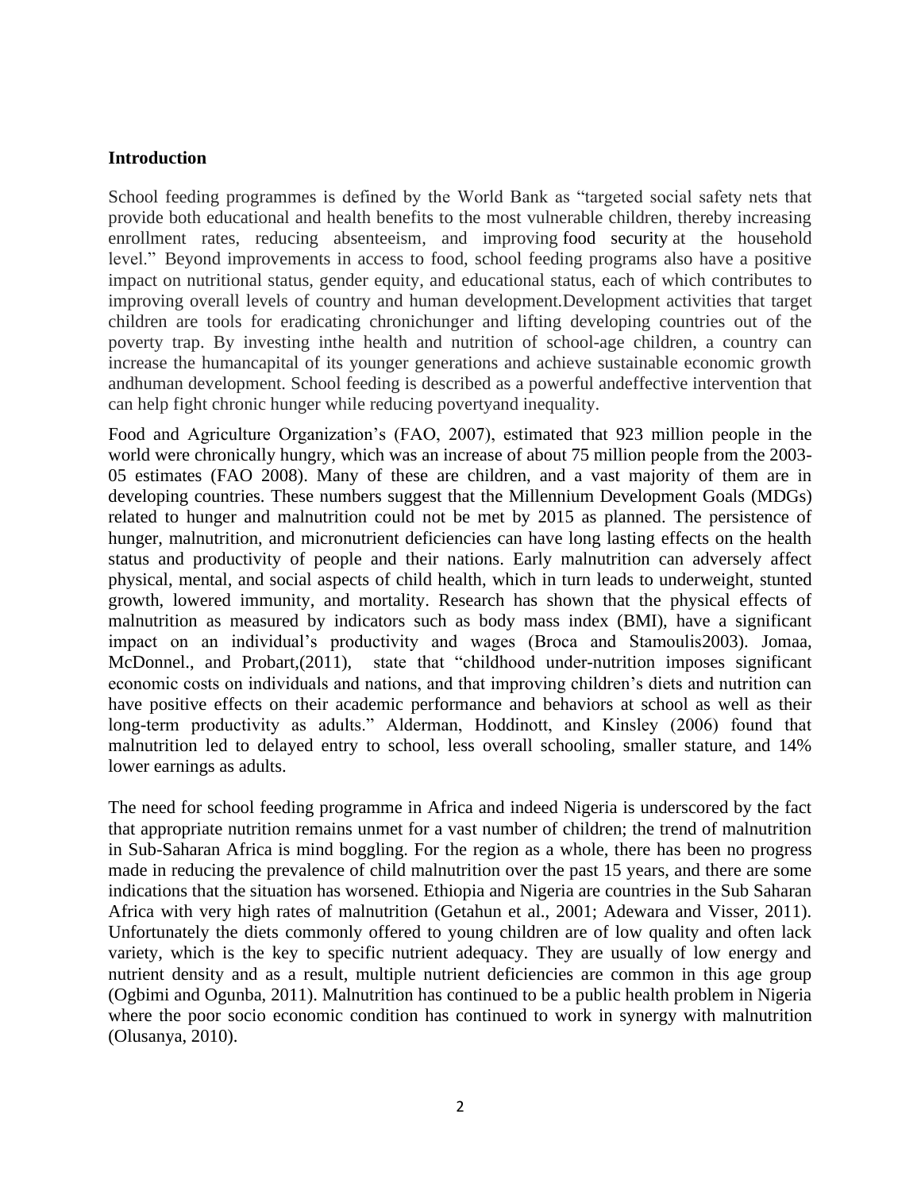**Introduction**

School feeding programmes is defined by the World Bank as "targeted social safety nets that provide both educational and health benefits to the most vulnerable children, thereby increasing enrollment rates, reducing absenteeism, and improving food security at the household level." Beyond improvements in access to food, school feeding programs also have a positive impact on nutritional status, gender equity, and educational status, each of which contributes to improving overall levels of country and human development.Development activities that target children are tools for eradicating chronichunger and lifting developing countries out of the poverty trap. By investing inthe health and nutrition of school-age children, a country can increase the humancapital of its younger generations and achieve sustainable economic growth andhuman development. School feeding is described as a powerful andeffective intervention that can help fight chronic hunger while reducing povertyand inequality.

Food and Agriculture Organization's (FAO, 2007), estimated that 923 million people in the world were chronically hungry, which was an increase of about 75 million people from the 2003-05 estimates (FAO 2008). Many of these are children, and a vast majority of them are in developing countries. These numbers suggest that the Millennium Development Goals (MDGs) related to hunger and malnutrition could not be met by 2015 as planned. The persistence of hunger, malnutrition, and micronutrient deficiencies can have long lasting effects on the health status and productivity of people and their nations. Early malnutrition can adversely affect physical, mental, and social aspects of child health, which in turn leads to underweight, stunted growth, lowered immunity, and mortality. Research has shown that the physical effects of malnutrition as measured by indicators such as body mass index (BMI), have a significant impact on an individual's productivity and wages (Broca and Stamoulis2003). Jomaa, McDonnel., and Probart,(2011), state that "childhood under-nutrition imposes significant economic costs on individuals and nations, and that improving children's diets and nutrition can have positive effects on their academic performance and behaviors at school as well as their long-term productivity as adults." Alderman, Hoddinott, and Kinsley (2006) found that malnutrition led to delayed entry to school, less overall schooling, smaller stature, and 14% lower earnings as adults.

The need for school feeding programme in Africa and indeed Nigeria is underscored by the fact that appropriate nutrition remains unmet for a vast number of children; the trend of malnutrition in Sub-Saharan Africa is mind boggling. For the region as a whole, there has been no progress made in reducing the prevalence of child malnutrition over the past 15 years, and there are some indications that the situation has worsened. Ethiopia and Nigeria are countries in the Sub Saharan Africa with very high rates of malnutrition (Getahun et al., 2001; Adewara and Visser, 2011). Unfortunately the diets commonly offered to young children are of low quality and often lack variety, which is the key to specific nutrient adequacy. They are usually of low energy and nutrient density and as a result, multiple nutrient deficiencies are common in this age group (Ogbimi and Ogunba, 2011). Malnutrition has continued to be a public health problem in Nigeria where the poor socio economic condition has continued to work in synergy with malnutrition (Olusanya, 2010).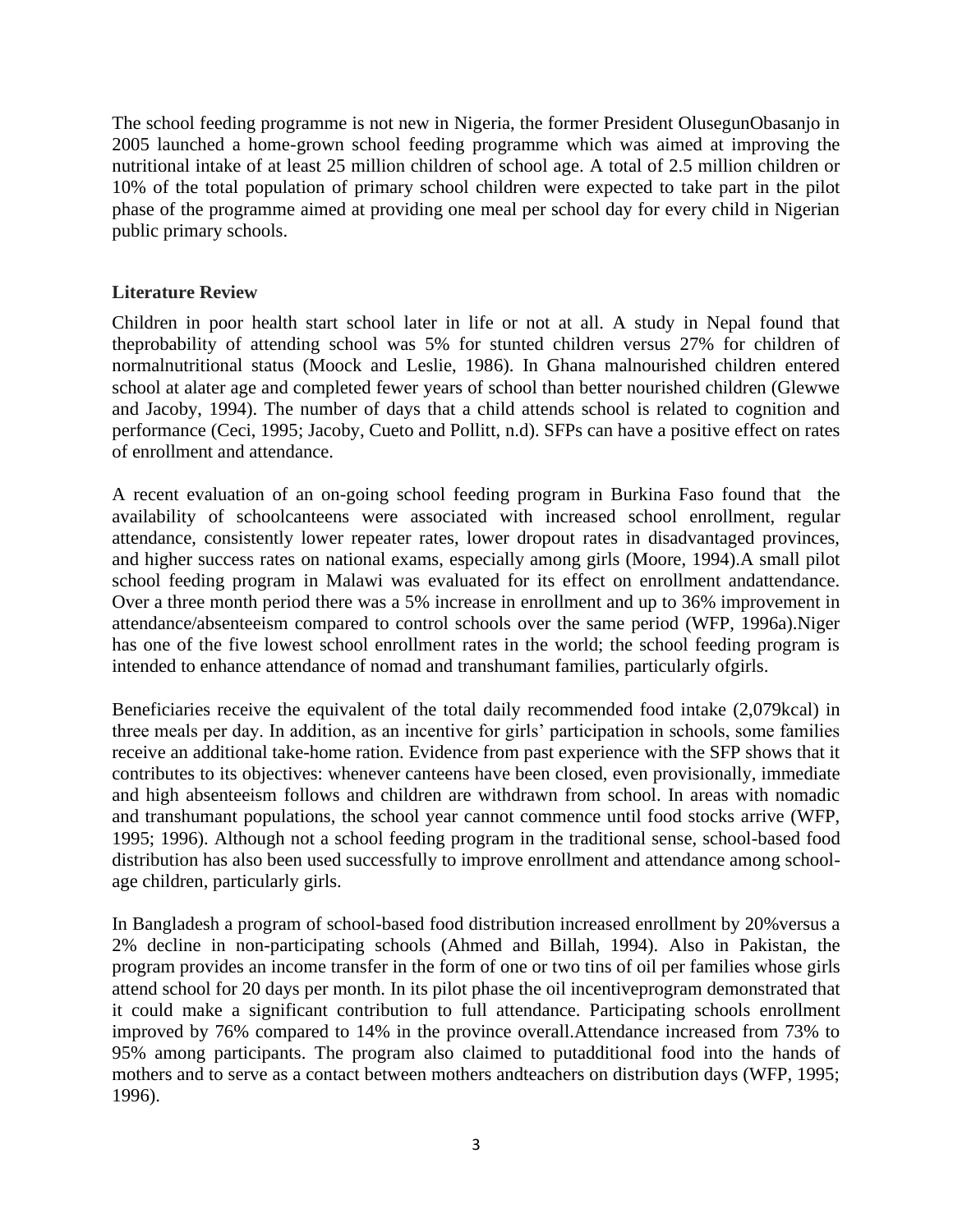The school feeding programme is not new in Nigeria, the former President OlusegunObasanjo in 2005 launched a home-grown school feeding programme which was aimed at improving the nutritional intake of at least 25 million children of school age. A total of 2.5 million children or 10% of the total population of primary school children were expected to take part in the pilot phase of the programme aimed at providing one meal per school day for every child in Nigerian public primary schools.

**Literature Review**

Children in poor health start school later in life or not at all. A study in Nepal found that theprobability of attending school was 5% for stunted children versus 27% for children of normalnutritional status (Moock and Leslie, 1986). In Ghana malnourished children entered school at alater age and completed fewer years of school than better nourished children (Glewwe and Jacoby, 1994). The number of days that a child attends school is related to cognition and performance (Ceci, 1995; Jacoby, Cueto and Pollitt, n.d). SFPs can have a positive effect on rates of enrollment and attendance.

A recent evaluation of an on-going school feeding program in Burkina Faso found that the availability of schoolcanteens were associated with increased school enrollment, regular attendance, consistently lower repeater rates, lower dropout rates in disadvantaged provinces, and higher success rates on national exams, especially among girls (Moore, 1994).A small pilot school feeding program in Malawi was evaluated for its effect on enrollment andattendance. Over a three month period there was a 5% increase in enrollment and up to 36% improvement in attendance/absenteeism compared to control schools over the same period (WFP, 1996a).Niger has one of the five lowest school enrollment rates in the world; the school feeding program is intended to enhance attendance of nomad and transhumant families, particularly ofgirls.

Beneficiaries receive the equivalent of the total daily recommended food intake (2,079kcal) in three meals per day. In addition, as an incentive for girls' participation in schools, some families receive an additional take-home ration. Evidence from past experience with the SFP shows that it contributes to its objectives: whenever canteens have been closed, even provisionally, immediate and high absenteeism follows and children are withdrawn from school. In areas with nomadic and transhumant populations, the school year cannot commence until food stocks arrive (WFP, 1995; 1996). Although not a school feeding program in the traditional sense, school-based food distribution has also been used successfully to improve enrollment and attendance among school-age children, particularly girls.

In Bangladesh a program of school-based food distribution increased enrollment by 20%versus a 2% decline in non-participating schools (Ahmed and Billah, 1994). Also in Pakistan, the program provides an income transfer in the form of one or two tins of oil per families whose girls attend school for 20 days per month. In its pilot phase the oil incentiveprogram demonstrated that it could make a significant contribution to full attendance. Participating schools enrollment improved by 76% compared to 14% in the province overall.Attendance increased from 73% to 95% among participants. The program also claimed to putadditional food into the hands of mothers and to serve as a contact between mothers andteachers on distribution days (WFP, 1995; 1996).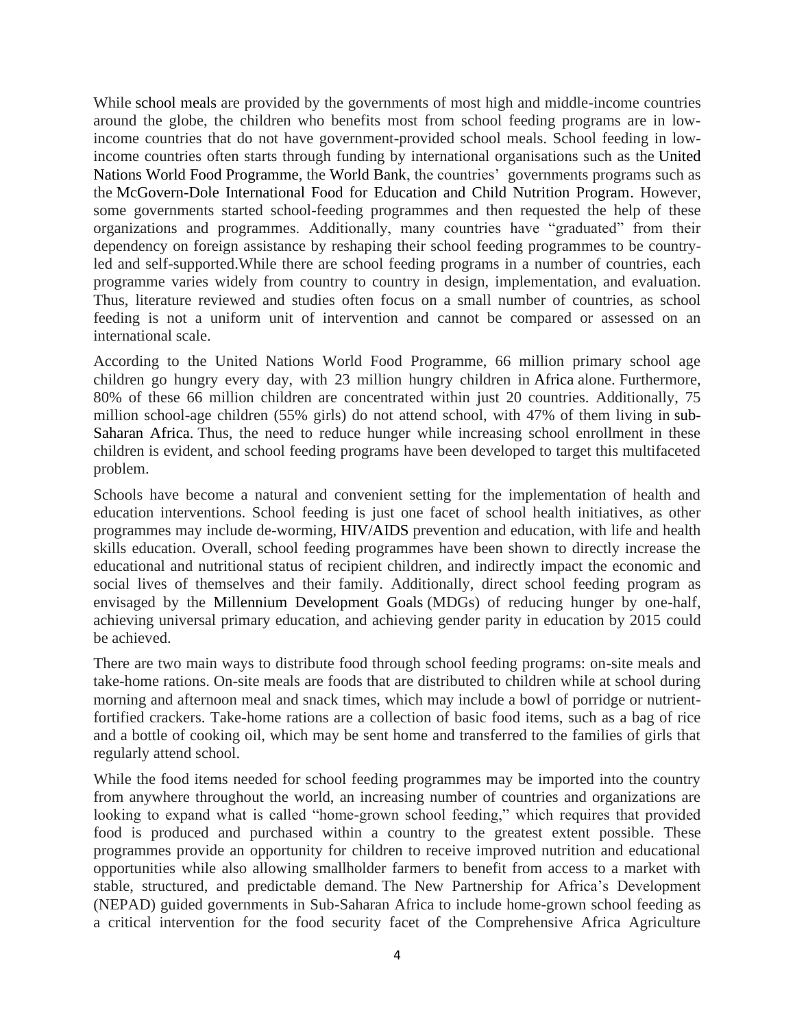While school meals are provided by the governments of most high and middle-income countries around the globe, the children who benefits most from school feeding programs are in low-income countries that do not have government-provided school meals. School feeding in low-income countries often starts through funding by international organisations such as the United Nations World Food Programme, the World Bank, the countries' governments programs such as the McGovern-Dole International Food for Education and Child Nutrition Program. However, some governments started school-feeding programmes and then requested the help of these organizations and programmes. Additionally, many countries have "graduated" from their dependency on foreign assistance by reshaping their school feeding programmes to be country-led and self-supported.While there are school feeding programs in a number of countries, each programme varies widely from country to country in design, implementation, and evaluation. Thus, literature reviewed and studies often focus on a small number of countries, as school feeding is not a uniform unit of intervention and cannot be compared or assessed on an international scale.

According to the United Nations World Food Programme, 66 million primary school age children go hungry every day, with 23 million hungry children in Africa alone. Furthermore, 80% of these 66 million children are concentrated within just 20 countries. Additionally, 75 million school-age children (55% girls) do not attend school, with 47% of them living in sub-Saharan Africa. Thus, the need to reduce hunger while increasing school enrollment in these children is evident, and school feeding programs have been developed to target this multifaceted problem.

Schools have become a natural and convenient setting for the implementation of health and education interventions. School feeding is just one facet of school health initiatives, as other programmes may include de-worming, HIV/AIDS prevention and education, with life and health skills education. Overall, school feeding programmes have been shown to directly increase the educational and nutritional status of recipient children, and indirectly impact the economic and social lives of themselves and their family. Additionally, direct school feeding program as envisaged by the Millennium Development Goals (MDGs) of reducing hunger by one-half, achieving universal primary education, and achieving gender parity in education by 2015 could be achieved.

There are two main ways to distribute food through school feeding programs: on-site meals and take-home rations. On-site meals are foods that are distributed to children while at school during morning and afternoon meal and snack times, which may include a bowl of porridge or nutrient-fortified crackers. Take-home rations are a collection of basic food items, such as a bag of rice and a bottle of cooking oil, which may be sent home and transferred to the families of girls that regularly attend school.

While the food items needed for school feeding programmes may be imported into the country from anywhere throughout the world, an increasing number of countries and organizations are looking to expand what is called "home-grown school feeding," which requires that provided food is produced and purchased within a country to the greatest extent possible. These programmes provide an opportunity for children to receive improved nutrition and educational opportunities while also allowing smallholder farmers to benefit from access to a market with stable, structured, and predictable demand. The New Partnership for Africa's Development (NEPAD) guided governments in Sub-Saharan Africa to include home-grown school feeding as a critical intervention for the food security facet of the Comprehensive Africa Agriculture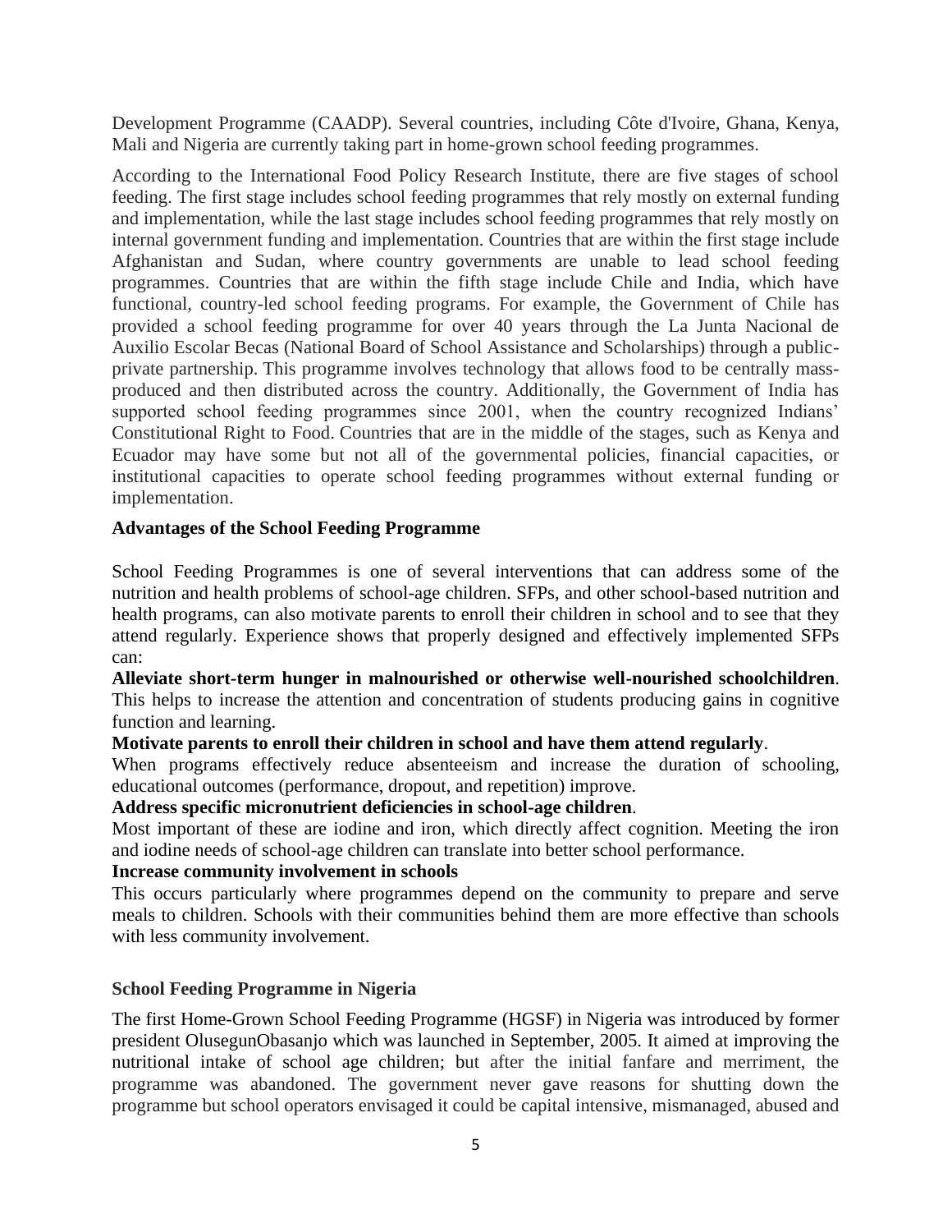Development Programme (CAADP). Several countries, including Côte d'Ivoire, Ghana, Kenya, Mali and Nigeria are currently taking part in home-grown school feeding programmes.

According to the International Food Policy Research Institute, there are five stages of school feeding. The first stage includes school feeding programmes that rely mostly on external funding and implementation, while the last stage includes school feeding programmes that rely mostly on internal government funding and implementation. Countries that are within the first stage include Afghanistan and Sudan, where country governments are unable to lead school feeding programmes. Countries that are within the fifth stage include Chile and India, which have functional, country-led school feeding programs. For example, the Government of Chile has provided a school feeding programme for over 40 years through the La Junta Nacional de Auxilio Escolar Becas (National Board of School Assistance and Scholarships) through a public-private partnership. This programme involves technology that allows food to be centrally mass-produced and then distributed across the country. Additionally, the Government of India has supported school feeding programmes since 2001, when the country recognized Indians' Constitutional Right to Food. Countries that are in the middle of the stages, such as Kenya and Ecuador may have some but not all of the governmental policies, financial capacities, or institutional capacities to operate school feeding programmes without external funding or implementation.

**Advantages of the School Feeding Programme**

School Feeding Programmes is one of several interventions that can address some of the nutrition and health problems of school-age children. SFPs, and other school-based nutrition and health programs, can also motivate parents to enroll their children in school and to see that they attend regularly. Experience shows that properly designed and effectively implemented SFPs can:

**Alleviate short-term hunger in malnourished or otherwise well-nourished schoolchildren**. This helps to increase the attention and concentration of students producing gains in cognitive function and learning.

**Motivate parents to enroll their children in school and have them attend regularly**.
When programs effectively reduce absenteeism and increase the duration of schooling, educational outcomes (performance, dropout, and repetition) improve.

**Address specific micronutrient deficiencies in school-age children**.
Most important of these are iodine and iron, which directly affect cognition. Meeting the iron and iodine needs of school-age children can translate into better school performance.

**Increase community involvement in schools**
This occurs particularly where programmes depend on the community to prepare and serve meals to children. Schools with their communities behind them are more effective than schools with less community involvement.

**School Feeding Programme in Nigeria**

The first Home-Grown School Feeding Programme (HGSF) in Nigeria was introduced by former president OlusegunObasanjo which was launched in September, 2005. It aimed at improving the nutritional intake of school age children; but after the initial fanfare and merriment, the programme was abandoned. The government never gave reasons for shutting down the programme but school operators envisaged it could be capital intensive, mismanaged, abused and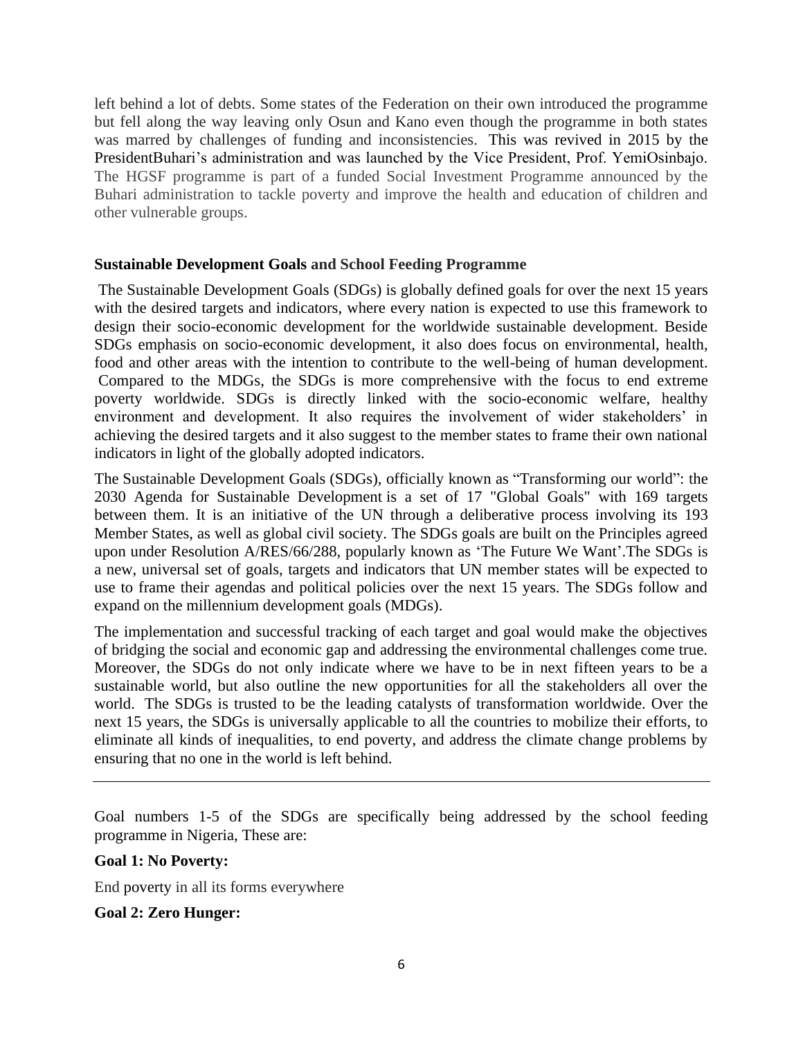left behind a lot of debts. Some states of the Federation on their own introduced the programme but fell along the way leaving only Osun and Kano even though the programme in both states was marred by challenges of funding and inconsistencies. This was revived in 2015 by the PresidentBuhari's administration and was launched by the Vice President, Prof. YemiOsinbajo. The HGSF programme is part of a funded Social Investment Programme announced by the Buhari administration to tackle poverty and improve the health and education of children and other vulnerable groups.

### Sustainable Development Goals and School Feeding Programme

The Sustainable Development Goals (SDGs) is globally defined goals for over the next 15 years with the desired targets and indicators, where every nation is expected to use this framework to design their socio-economic development for the worldwide sustainable development. Beside SDGs emphasis on socio-economic development, it also does focus on environmental, health, food and other areas with the intention to contribute to the well-being of human development. Compared to the MDGs, the SDGs is more comprehensive with the focus to end extreme poverty worldwide. SDGs is directly linked with the socio-economic welfare, healthy environment and development. It also requires the involvement of wider stakeholders' in achieving the desired targets and it also suggest to the member states to frame their own national indicators in light of the globally adopted indicators.

The Sustainable Development Goals (SDGs), officially known as "Transforming our world": the 2030 Agenda for Sustainable Development is a set of 17 "Global Goals" with 169 targets between them. It is an initiative of the UN through a deliberative process involving its 193 Member States, as well as global civil society. The SDGs goals are built on the Principles agreed upon under Resolution A/RES/66/288, popularly known as 'The Future We Want'.The SDGs is a new, universal set of goals, targets and indicators that UN member states will be expected to use to frame their agendas and political policies over the next 15 years. The SDGs follow and expand on the millennium development goals (MDGs).

The implementation and successful tracking of each target and goal would make the objectives of bridging the social and economic gap and addressing the environmental challenges come true. Moreover, the SDGs do not only indicate where we have to be in next fifteen years to be a sustainable world, but also outline the new opportunities for all the stakeholders all over the world. The SDGs is trusted to be the leading catalysts of transformation worldwide. Over the next 15 years, the SDGs is universally applicable to all the countries to mobilize their efforts, to eliminate all kinds of inequalities, to end poverty, and address the climate change problems by ensuring that no one in the world is left behind.

---

Goal numbers 1-5 of the SDGs are specifically being addressed by the school feeding programme in Nigeria, These are:

**Goal 1: No Poverty:**

End poverty in all its forms everywhere

**Goal 2: Zero Hunger:**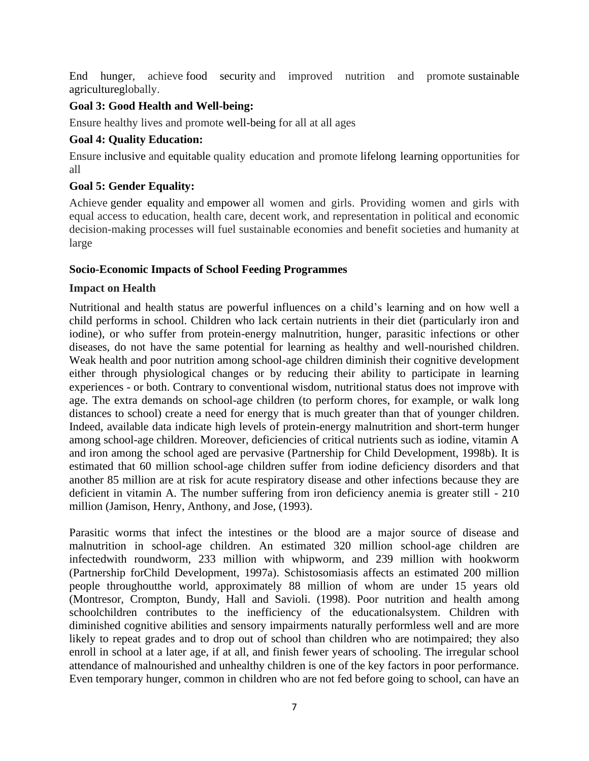End hunger, achieve food security and improved nutrition and promote sustainable agricultureglobally.

**Goal 3: Good Health and Well-being:**

Ensure healthy lives and promote well-being for all at all ages

**Goal 4: Quality Education:**

Ensure inclusive and equitable quality education and promote lifelong learning opportunities for all

**Goal 5: Gender Equality:**

Achieve gender equality and empower all women and girls. Providing women and girls with equal access to education, health care, decent work, and representation in political and economic decision-making processes will fuel sustainable economies and benefit societies and humanity at large

**Socio-Economic Impacts of School Feeding Programmes**

**Impact on Health**

Nutritional and health status are powerful influences on a child's learning and on how well a child performs in school. Children who lack certain nutrients in their diet (particularly iron and iodine), or who suffer from protein-energy malnutrition, hunger, parasitic infections or other diseases, do not have the same potential for learning as healthy and well-nourished children. Weak health and poor nutrition among school-age children diminish their cognitive development either through physiological changes or by reducing their ability to participate in learning experiences - or both. Contrary to conventional wisdom, nutritional status does not improve with age. The extra demands on school-age children (to perform chores, for example, or walk long distances to school) create a need for energy that is much greater than that of younger children. Indeed, available data indicate high levels of protein-energy malnutrition and short-term hunger among school-age children. Moreover, deficiencies of critical nutrients such as iodine, vitamin A and iron among the school aged are pervasive (Partnership for Child Development, 1998b). It is estimated that 60 million school-age children suffer from iodine deficiency disorders and that another 85 million are at risk for acute respiratory disease and other infections because they are deficient in vitamin A. The number suffering from iron deficiency anemia is greater still - 210 million (Jamison, Henry, Anthony, and Jose, (1993).

Parasitic worms that infect the intestines or the blood are a major source of disease and malnutrition in school-age children. An estimated 320 million school-age children are infectedwith roundworm, 233 million with whipworm, and 239 million with hookworm (Partnership forChild Development, 1997a). Schistosomiasis affects an estimated 200 million people throughoutthe world, approximately 88 million of whom are under 15 years old (Montresor, Crompton, Bundy, Hall and Savioli. (1998). Poor nutrition and health among schoolchildren contributes to the inefficiency of the educationalsystem. Children with diminished cognitive abilities and sensory impairments naturally performless well and are more likely to repeat grades and to drop out of school than children who are notimpaired; they also enroll in school at a later age, if at all, and finish fewer years of schooling. The irregular school attendance of malnourished and unhealthy children is one of the key factors in poor performance. Even temporary hunger, common in children who are not fed before going to school, can have an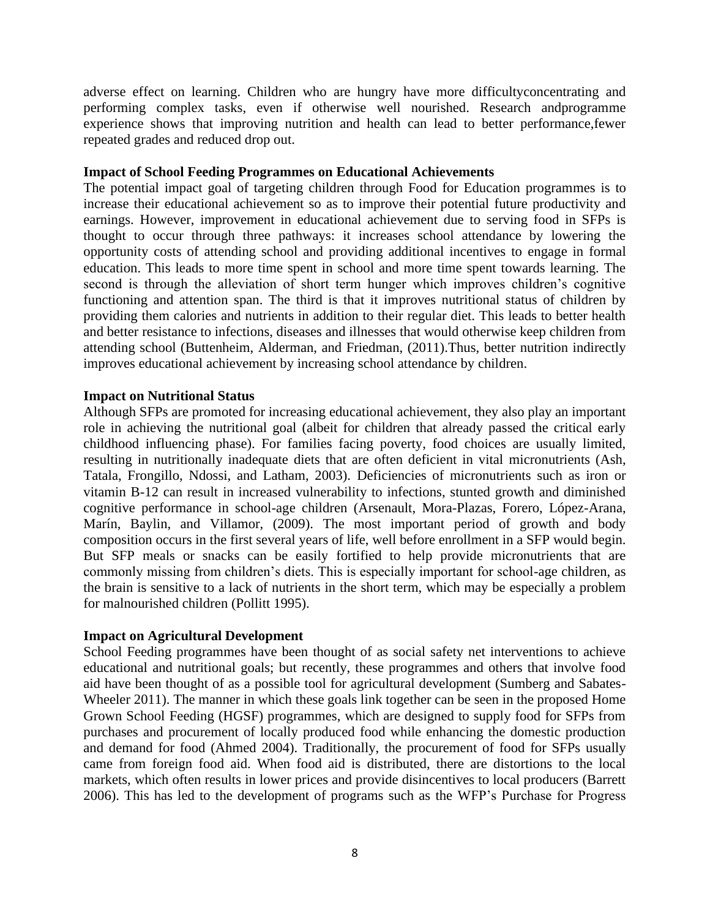adverse effect on learning. Children who are hungry have more difficultyconcentrating and performing complex tasks, even if otherwise well nourished. Research andprogramme experience shows that improving nutrition and health can lead to better performance,fewer repeated grades and reduced drop out.

**Impact of School Feeding Programmes on Educational Achievements**

The potential impact goal of targeting children through Food for Education programmes is to increase their educational achievement so as to improve their potential future productivity and earnings. However, improvement in educational achievement due to serving food in SFPs is thought to occur through three pathways: it increases school attendance by lowering the opportunity costs of attending school and providing additional incentives to engage in formal education. This leads to more time spent in school and more time spent towards learning. The second is through the alleviation of short term hunger which improves children's cognitive functioning and attention span. The third is that it improves nutritional status of children by providing them calories and nutrients in addition to their regular diet. This leads to better health and better resistance to infections, diseases and illnesses that would otherwise keep children from attending school (Buttenheim, Alderman, and Friedman, (2011).Thus, better nutrition indirectly improves educational achievement by increasing school attendance by children.

**Impact on Nutritional Status**

Although SFPs are promoted for increasing educational achievement, they also play an important role in achieving the nutritional goal (albeit for children that already passed the critical early childhood influencing phase). For families facing poverty, food choices are usually limited, resulting in nutritionally inadequate diets that are often deficient in vital micronutrients (Ash, Tatala, Frongillo, Ndossi, and Latham, 2003). Deficiencies of micronutrients such as iron or vitamin B-12 can result in increased vulnerability to infections, stunted growth and diminished cognitive performance in school-age children (Arsenault, Mora-Plazas, Forero, López-Arana, Marín, Baylin, and Villamor, (2009). The most important period of growth and body composition occurs in the first several years of life, well before enrollment in a SFP would begin. But SFP meals or snacks can be easily fortified to help provide micronutrients that are commonly missing from children's diets. This is especially important for school-age children, as the brain is sensitive to a lack of nutrients in the short term, which may be especially a problem for malnourished children (Pollitt 1995).

**Impact on Agricultural Development**

School Feeding programmes have been thought of as social safety net interventions to achieve educational and nutritional goals; but recently, these programmes and others that involve food aid have been thought of as a possible tool for agricultural development (Sumberg and Sabates-Wheeler 2011). The manner in which these goals link together can be seen in the proposed Home Grown School Feeding (HGSF) programmes, which are designed to supply food for SFPs from purchases and procurement of locally produced food while enhancing the domestic production and demand for food (Ahmed 2004). Traditionally, the procurement of food for SFPs usually came from foreign food aid. When food aid is distributed, there are distortions to the local markets, which often results in lower prices and provide disincentives to local producers (Barrett 2006). This has led to the development of programs such as the WFP's Purchase for Progress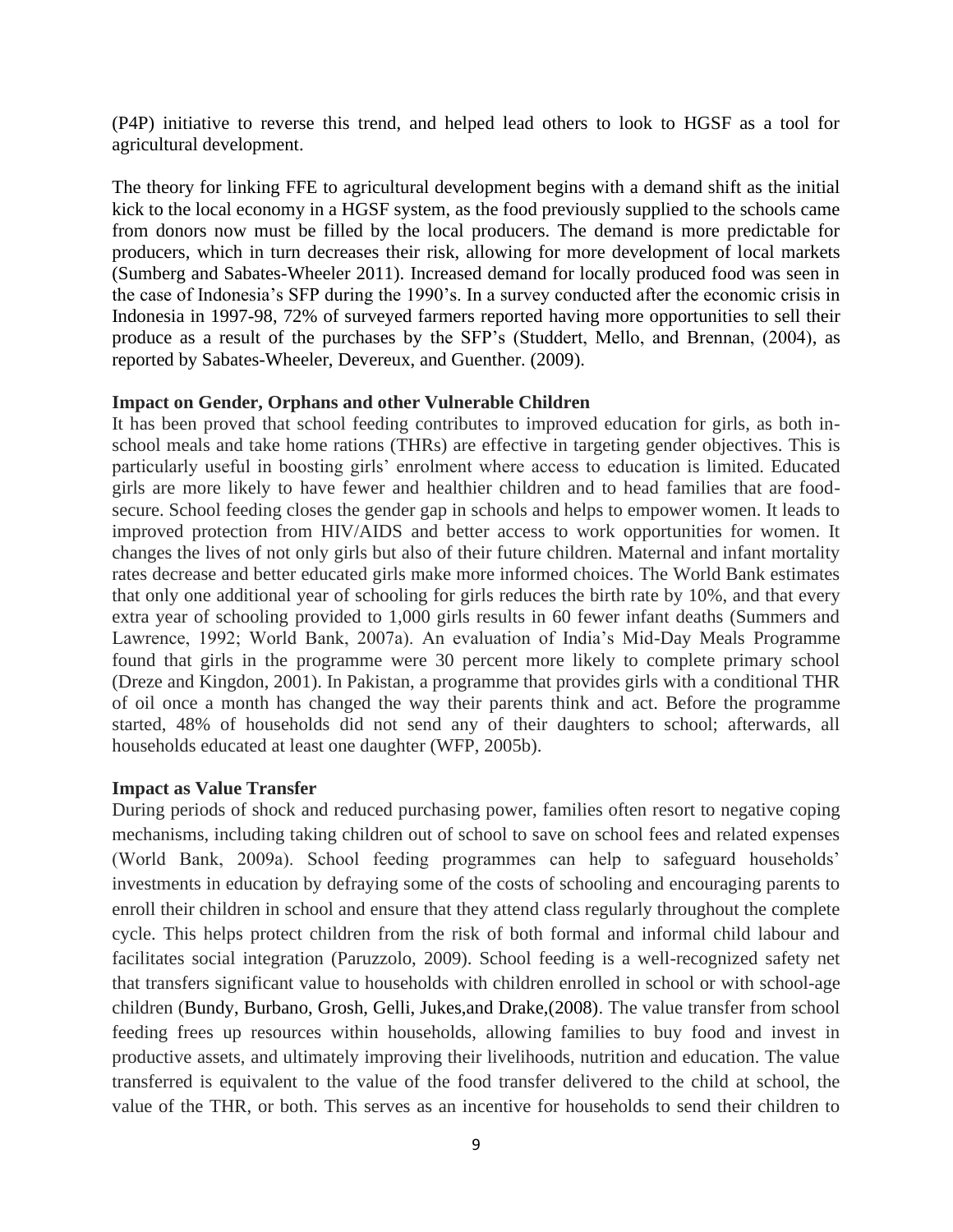(P4P) initiative to reverse this trend, and helped lead others to look to HGSF as a tool for agricultural development.

The theory for linking FFE to agricultural development begins with a demand shift as the initial kick to the local economy in a HGSF system, as the food previously supplied to the schools came from donors now must be filled by the local producers. The demand is more predictable for producers, which in turn decreases their risk, allowing for more development of local markets (Sumberg and Sabates-Wheeler 2011). Increased demand for locally produced food was seen in the case of Indonesia's SFP during the 1990's. In a survey conducted after the economic crisis in Indonesia in 1997-98, 72% of surveyed farmers reported having more opportunities to sell their produce as a result of the purchases by the SFP's (Studdert, Mello, and Brennan, (2004), as reported by Sabates-Wheeler, Devereux, and Guenther. (2009).

**Impact on Gender, Orphans and other Vulnerable Children**

It has been proved that school feeding contributes to improved education for girls, as both in-school meals and take home rations (THRs) are effective in targeting gender objectives. This is particularly useful in boosting girls' enrolment where access to education is limited. Educated girls are more likely to have fewer and healthier children and to head families that are food-secure. School feeding closes the gender gap in schools and helps to empower women. It leads to improved protection from HIV/AIDS and better access to work opportunities for women. It changes the lives of not only girls but also of their future children. Maternal and infant mortality rates decrease and better educated girls make more informed choices. The World Bank estimates that only one additional year of schooling for girls reduces the birth rate by 10%, and that every extra year of schooling provided to 1,000 girls results in 60 fewer infant deaths (Summers and Lawrence, 1992; World Bank, 2007a). An evaluation of India's Mid-Day Meals Programme found that girls in the programme were 30 percent more likely to complete primary school (Dreze and Kingdon, 2001). In Pakistan, a programme that provides girls with a conditional THR of oil once a month has changed the way their parents think and act. Before the programme started, 48% of households did not send any of their daughters to school; afterwards, all households educated at least one daughter (WFP, 2005b).

**Impact as Value Transfer**

During periods of shock and reduced purchasing power, families often resort to negative coping mechanisms, including taking children out of school to save on school fees and related expenses (World Bank, 2009a). School feeding programmes can help to safeguard households' investments in education by defraying some of the costs of schooling and encouraging parents to enroll their children in school and ensure that they attend class regularly throughout the complete cycle. This helps protect children from the risk of both formal and informal child labour and facilitates social integration (Paruzzolo, 2009). School feeding is a well-recognized safety net that transfers significant value to households with children enrolled in school or with school-age children (Bundy, Burbano, Grosh, Gelli, Jukes,and Drake,(2008). The value transfer from school feeding frees up resources within households, allowing families to buy food and invest in productive assets, and ultimately improving their livelihoods, nutrition and education. The value transferred is equivalent to the value of the food transfer delivered to the child at school, the value of the THR, or both. This serves as an incentive for households to send their children to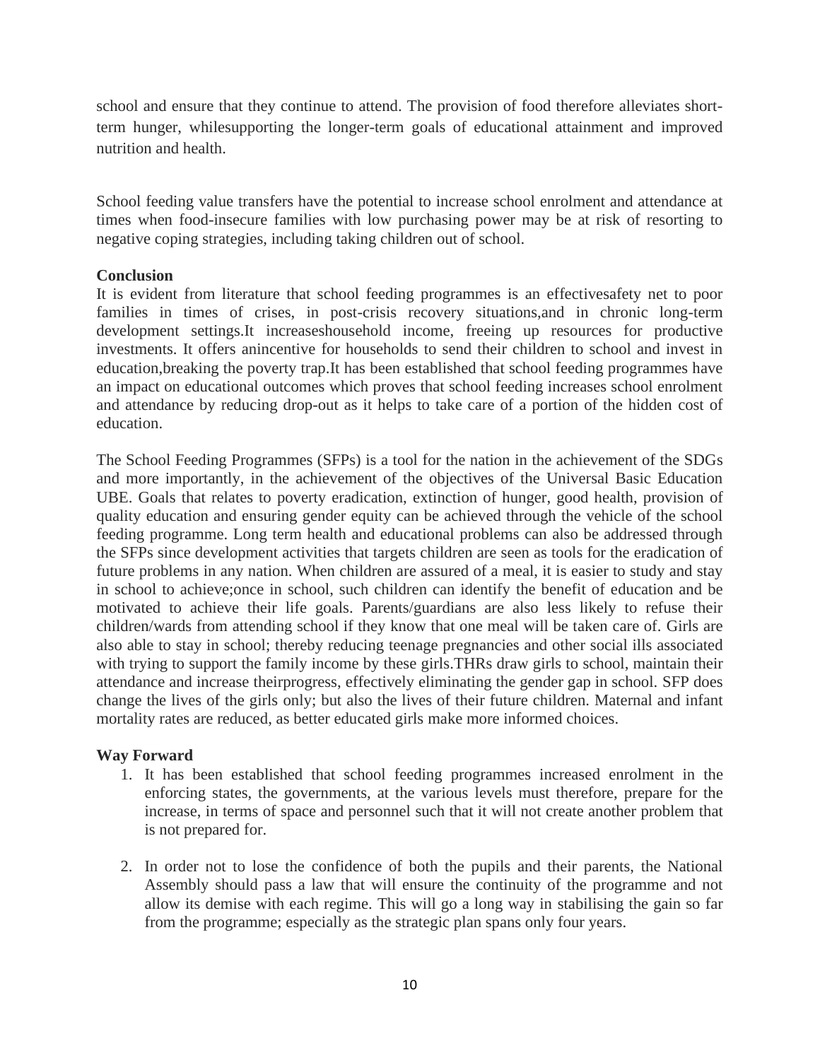school and ensure that they continue to attend. The provision of food therefore alleviates short-term hunger, whilesupporting the longer-term goals of educational attainment and improved nutrition and health.

School feeding value transfers have the potential to increase school enrolment and attendance at times when food-insecure families with low purchasing power may be at risk of resorting to negative coping strategies, including taking children out of school.

**Conclusion**

It is evident from literature that school feeding programmes is an effectivesafety net to poor families in times of crises, in post-crisis recovery situations,and in chronic long-term development settings.It increaseshousehold income, freeing up resources for productive investments. It offers anincentive for households to send their children to school and invest in education,breaking the poverty trap.It has been established that school feeding programmes have an impact on educational outcomes which proves that school feeding increases school enrolment and attendance by reducing drop-out as it helps to take care of a portion of the hidden cost of education.

The School Feeding Programmes (SFPs) is a tool for the nation in the achievement of the SDGs and more importantly, in the achievement of the objectives of the Universal Basic Education UBE. Goals that relates to poverty eradication, extinction of hunger, good health, provision of quality education and ensuring gender equity can be achieved through the vehicle of the school feeding programme. Long term health and educational problems can also be addressed through the SFPs since development activities that targets children are seen as tools for the eradication of future problems in any nation. When children are assured of a meal, it is easier to study and stay in school to achieve;once in school, such children can identify the benefit of education and be motivated to achieve their life goals. Parents/guardians are also less likely to refuse their children/wards from attending school if they know that one meal will be taken care of. Girls are also able to stay in school; thereby reducing teenage pregnancies and other social ills associated with trying to support the family income by these girls.THRs draw girls to school, maintain their attendance and increase theirprogress, effectively eliminating the gender gap in school. SFP does change the lives of the girls only; but also the lives of their future children. Maternal and infant mortality rates are reduced, as better educated girls make more informed choices.

**Way Forward**

1. It has been established that school feeding programmes increased enrolment in the enforcing states, the governments, at the various levels must therefore, prepare for the increase, in terms of space and personnel such that it will not create another problem that is not prepared for.

2. In order not to lose the confidence of both the pupils and their parents, the National Assembly should pass a law that will ensure the continuity of the programme and not allow its demise with each regime. This will go a long way in stabilising the gain so far from the programme; especially as the strategic plan spans only four years.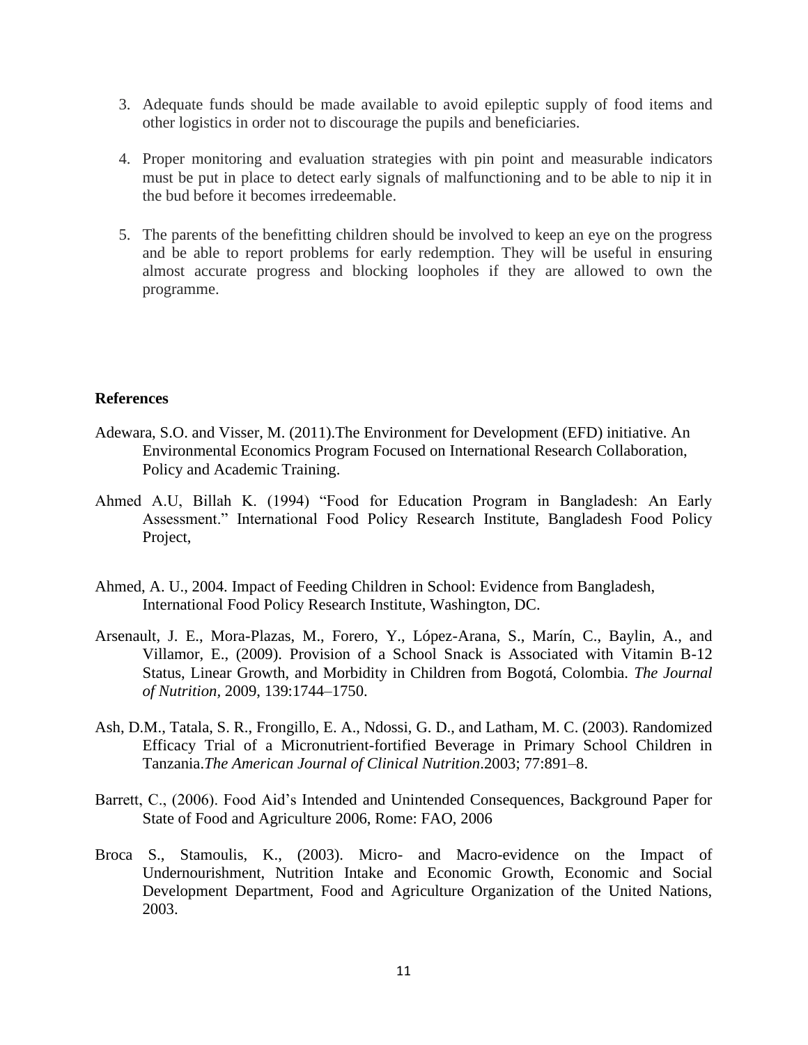3. Adequate funds should be made available to avoid epileptic supply of food items and other logistics in order not to discourage the pupils and beneficiaries.

4. Proper monitoring and evaluation strategies with pin point and measurable indicators must be put in place to detect early signals of malfunctioning and to be able to nip it in the bud before it becomes irredeemable.

5. The parents of the benefitting children should be involved to keep an eye on the progress and be able to report problems for early redemption. They will be useful in ensuring almost accurate progress and blocking loopholes if they are allowed to own the programme.

**References**

Adewara, S.O. and Visser, M. (2011).The Environment for Development (EFD) initiative. An Environmental Economics Program Focused on International Research Collaboration, Policy and Academic Training.

Ahmed A.U, Billah K. (1994) "Food for Education Program in Bangladesh: An Early Assessment." International Food Policy Research Institute, Bangladesh Food Policy Project,

Ahmed, A. U., 2004. Impact of Feeding Children in School: Evidence from Bangladesh, International Food Policy Research Institute, Washington, DC.

Arsenault, J. E., Mora-Plazas, M., Forero, Y., López-Arana, S., Marín, C., Baylin, A., and Villamor, E., (2009). Provision of a School Snack is Associated with Vitamin B-12 Status, Linear Growth, and Morbidity in Children from Bogotá, Colombia. *The Journal of Nutrition*, 2009, 139:1744–1750.

Ash, D.M., Tatala, S. R., Frongillo, E. A., Ndossi, G. D., and Latham, M. C. (2003). Randomized Efficacy Trial of a Micronutrient-fortified Beverage in Primary School Children in Tanzania.*The American Journal of Clinical Nutrition*.2003; 77:891–8.

Barrett, C., (2006). Food Aid's Intended and Unintended Consequences, Background Paper for State of Food and Agriculture 2006, Rome: FAO, 2006

Broca S., Stamoulis, K., (2003). Micro- and Macro-evidence on the Impact of Undernourishment, Nutrition Intake and Economic Growth, Economic and Social Development Department, Food and Agriculture Organization of the United Nations, 2003.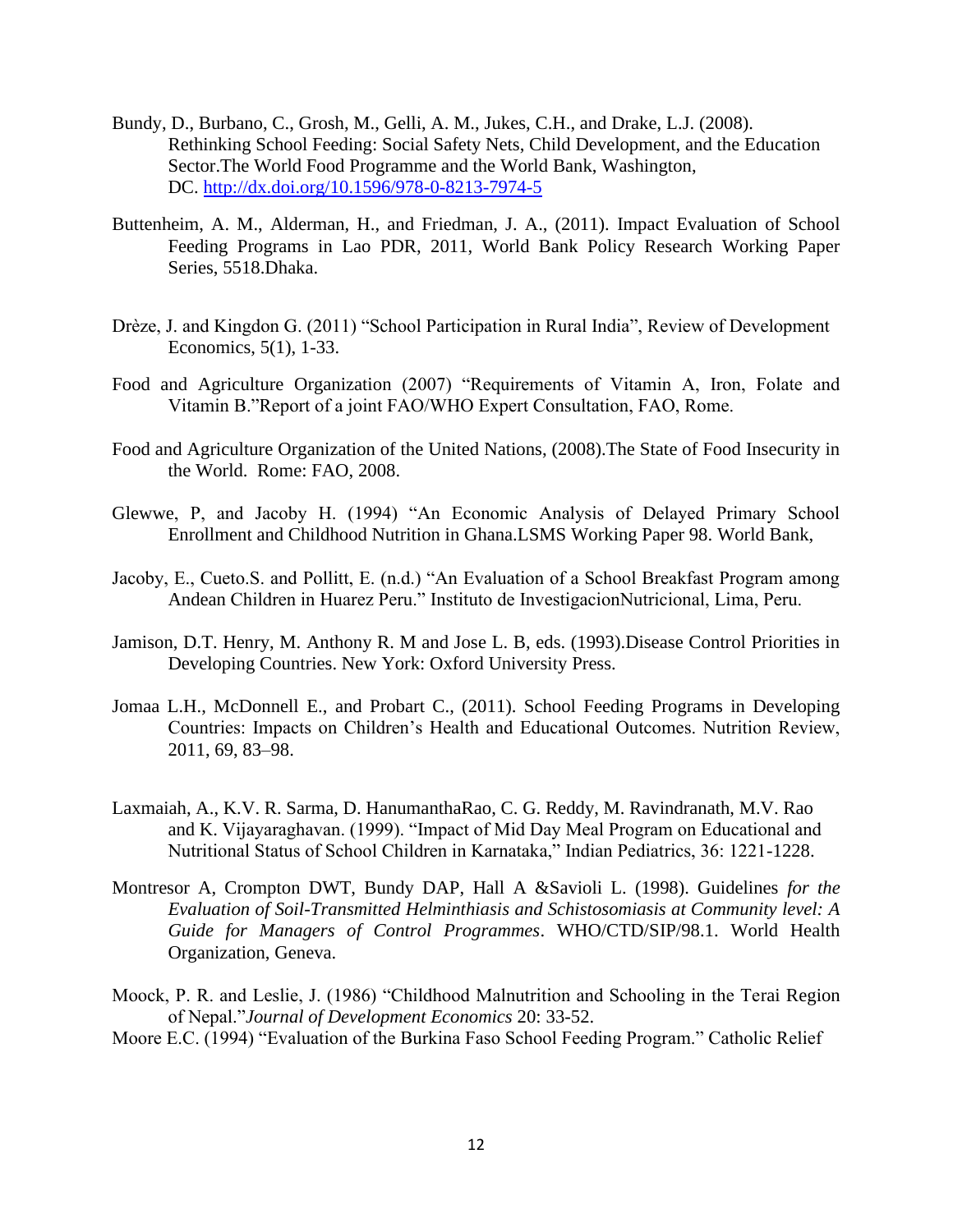Bundy, D., Burbano, C., Grosh, M., Gelli, A. M., Jukes, C.H., and Drake, L.J. (2008). Rethinking School Feeding: Social Safety Nets, Child Development, and the Education Sector.The World Food Programme and the World Bank, Washington, DC. http://dx.doi.org/10.1596/978-0-8213-7974-5

Buttenheim, A. M., Alderman, H., and Friedman, J. A., (2011). Impact Evaluation of School Feeding Programs in Lao PDR, 2011, World Bank Policy Research Working Paper Series, 5518.Dhaka.

Drèze, J. and Kingdon G. (2011) "School Participation in Rural India", Review of Development Economics, 5(1), 1-33.

Food and Agriculture Organization (2007) "Requirements of Vitamin A, Iron, Folate and Vitamin B."Report of a joint FAO/WHO Expert Consultation, FAO, Rome.

Food and Agriculture Organization of the United Nations, (2008).The State of Food Insecurity in the World. Rome: FAO, 2008.

Glewwe, P, and Jacoby H. (1994) "An Economic Analysis of Delayed Primary School Enrollment and Childhood Nutrition in Ghana.LSMS Working Paper 98. World Bank,

Jacoby, E., Cueto.S. and Pollitt, E. (n.d.) "An Evaluation of a School Breakfast Program among Andean Children in Huarez Peru." Instituto de InvestigacionNutricional, Lima, Peru.

Jamison, D.T. Henry, M. Anthony R. M and Jose L. B, eds. (1993).Disease Control Priorities in Developing Countries. New York: Oxford University Press.

Jomaa L.H., McDonnell E., and Probart C., (2011). School Feeding Programs in Developing Countries: Impacts on Children's Health and Educational Outcomes. Nutrition Review, 2011, 69, 83–98.

Laxmaiah, A., K.V. R. Sarma, D. HanumanthaRao, C. G. Reddy, M. Ravindranath, M.V. Rao and K. Vijayaraghavan. (1999). "Impact of Mid Day Meal Program on Educational and Nutritional Status of School Children in Karnataka," Indian Pediatrics, 36: 1221-1228.

Montresor A, Crompton DWT, Bundy DAP, Hall A &Savioli L. (1998). Guidelines *for the Evaluation of Soil-Transmitted Helminthiasis and Schistosomiasis at Community level: A Guide for Managers of Control Programmes*. WHO/CTD/SIP/98.1. World Health Organization, Geneva.

Moock, P. R. and Leslie, J. (1986) "Childhood Malnutrition and Schooling in the Terai Region of Nepal."*Journal of Development Economics* 20: 33-52.

Moore E.C. (1994) "Evaluation of the Burkina Faso School Feeding Program." Catholic Relief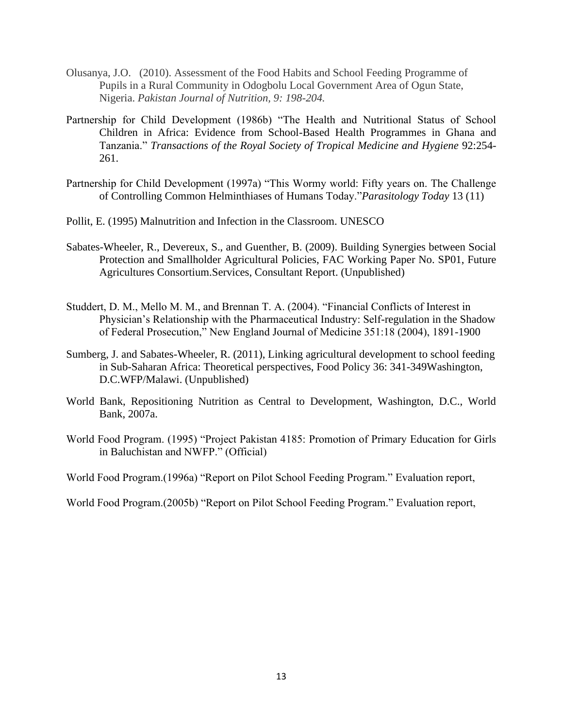Olusanya, J.O. (2010). Assessment of the Food Habits and School Feeding Programme of Pupils in a Rural Community in Odogbolu Local Government Area of Ogun State, Nigeria. *Pakistan Journal of Nutrition, 9: 198-204.*

Partnership for Child Development (1986b) "The Health and Nutritional Status of School Children in Africa: Evidence from School-Based Health Programmes in Ghana and Tanzania." *Transactions of the Royal Society of Tropical Medicine and Hygiene* 92:254-261.

Partnership for Child Development (1997a) "This Wormy world: Fifty years on. The Challenge of Controlling Common Helminthiases of Humans Today."*Parasitology Today* 13 (11)

Pollit, E. (1995) Malnutrition and Infection in the Classroom. UNESCO

Sabates-Wheeler, R., Devereux, S., and Guenther, B. (2009). Building Synergies between Social Protection and Smallholder Agricultural Policies, FAC Working Paper No. SP01, Future Agricultures Consortium.Services, Consultant Report. (Unpublished)

Studdert, D. M., Mello M. M., and Brennan T. A. (2004). "Financial Conflicts of Interest in Physician's Relationship with the Pharmaceutical Industry: Self-regulation in the Shadow of Federal Prosecution," New England Journal of Medicine 351:18 (2004), 1891-1900

Sumberg, J. and Sabates-Wheeler, R. (2011), Linking agricultural development to school feeding in Sub-Saharan Africa: Theoretical perspectives, Food Policy 36: 341-349Washington, D.C.WFP/Malawi. (Unpublished)

World Bank, Repositioning Nutrition as Central to Development, Washington, D.C., World Bank, 2007a.

World Food Program. (1995) "Project Pakistan 4185: Promotion of Primary Education for Girls in Baluchistan and NWFP." (Official)

World Food Program.(1996a) "Report on Pilot School Feeding Program." Evaluation report,

World Food Program.(2005b) "Report on Pilot School Feeding Program." Evaluation report,